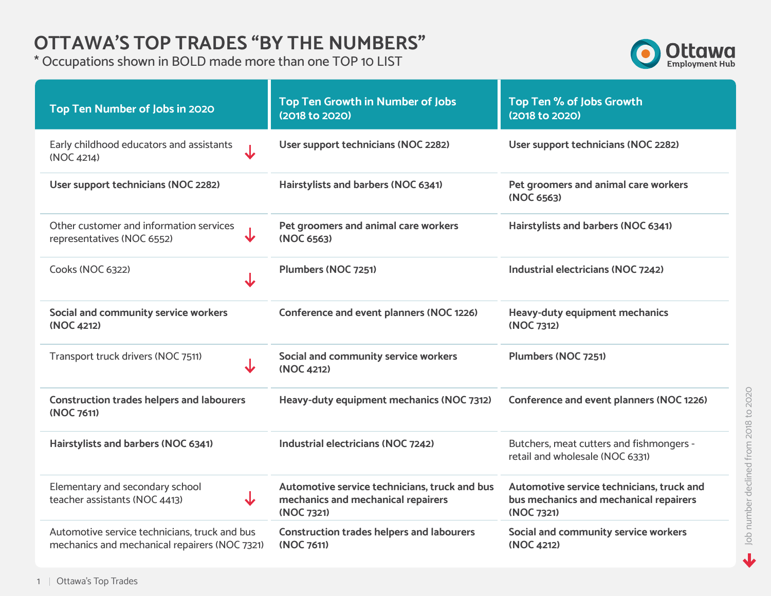# OTTAWA'S TOP TRADES "BY THE NUMBERS"

\* Occupations shown in BOLD made more than one TOP 10 LIST

| Top Ten Number of Jobs in 2020 | Top Ten Growth in Number of Jobs (2018 to 2020) | Top Ten % of Jobs Growth (2018 to 2020) |
|---|---|---|
| Early childhood educators and assistants (NOC 4214) ↓ | **User support technicians (NOC 2282)** | **User support technicians (NOC 2282)** |
| **User support technicians (NOC 2282)** | **Hairstylists and barbers (NOC 6341)** | **Pet groomers and animal care workers (NOC 6563)** |
| Other customer and information services representatives (NOC 6552) ↓ | **Pet groomers and animal care workers (NOC 6563)** | **Hairstylists and barbers (NOC 6341)** |
| Cooks (NOC 6322) ↓ | **Plumbers (NOC 7251)** | **Industrial electricians (NOC 7242)** |
| **Social and community service workers (NOC 4212)** | **Conference and event planners (NOC 1226)** | **Heavy-duty equipment mechanics (NOC 7312)** |
| Transport truck drivers (NOC 7511) ↓ | **Social and community service workers (NOC 4212)** | **Plumbers (NOC 7251)** |
| **Construction trades helpers and labourers (NOC 7611)** | **Heavy-duty equipment mechanics (NOC 7312)** | **Conference and event planners (NOC 1226)** |
| **Hairstylists and barbers (NOC 6341)** | **Industrial electricians (NOC 7242)** | Butchers, meat cutters and fishmongers - retail and wholesale (NOC 6331) |
| Elementary and secondary school teacher assistants (NOC 4413) ↓ | **Automotive service technicians, truck and bus mechanics and mechanical repairers (NOC 7321)** | **Automotive service technicians, truck and bus mechanics and mechanical repairers (NOC 7321)** |
| Automotive service technicians, truck and bus mechanics and mechanical repairers (NOC 7321) | **Construction trades helpers and labourers (NOC 7611)** | **Social and community service workers (NOC 4212)** |

↓ Job number declined from 2018 to 2020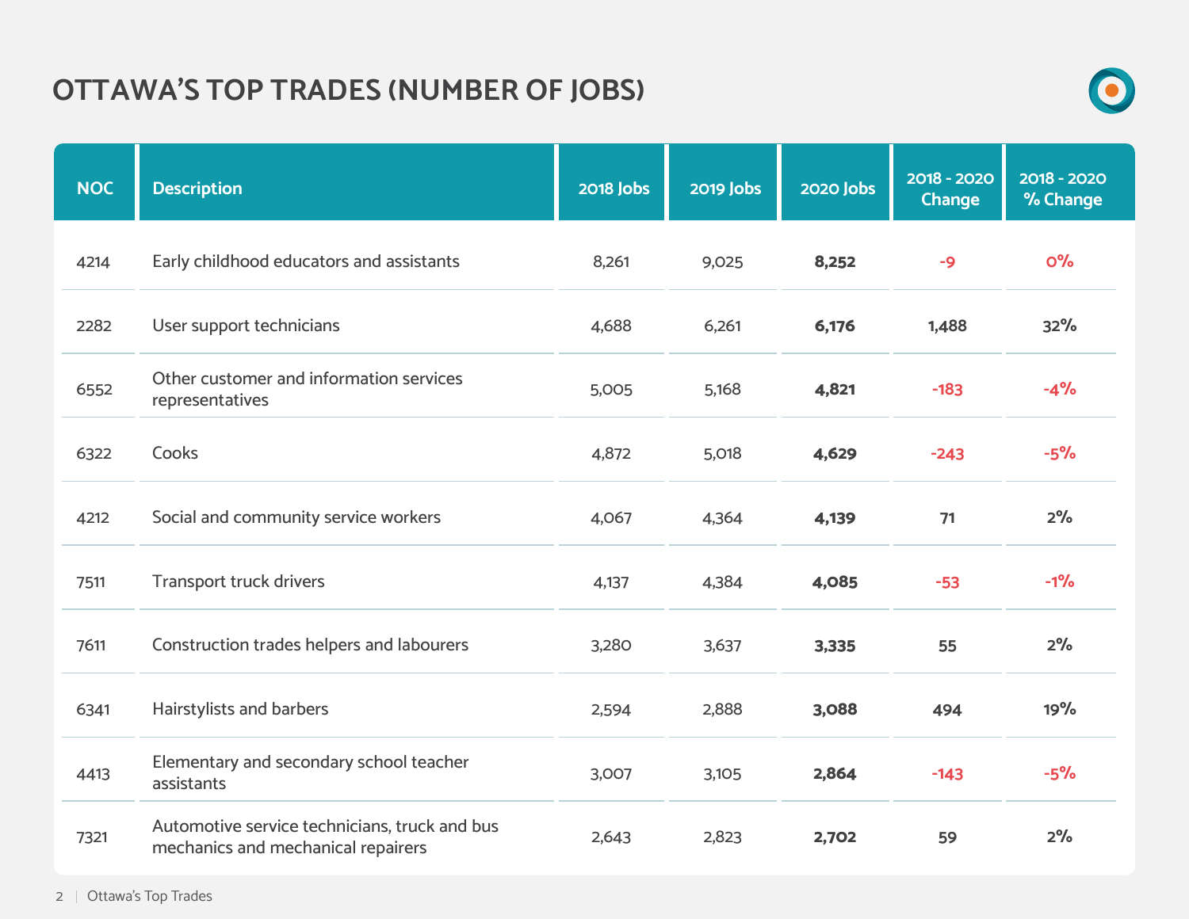# OTTAWA'S TOP TRADES (NUMBER OF JOBS)

| NOC | Description | 2018 Jobs | 2019 Jobs | 2020 Jobs | 2018 - 2020 Change | 2018 - 2020 % Change |
|---|---|---|---|---|---|---|
| 4214 | Early childhood educators and assistants | 8,261 | 9,025 | **8,252** | -9 | 0% |
| 2282 | User support technicians | 4,688 | 6,261 | **6,176** | 1,488 | 32% |
| 6552 | Other customer and information services representatives | 5,005 | 5,168 | **4,821** | -183 | -4% |
| 6322 | Cooks | 4,872 | 5,018 | **4,629** | -243 | -5% |
| 4212 | Social and community service workers | 4,067 | 4,364 | **4,139** | 71 | 2% |
| 7511 | Transport truck drivers | 4,137 | 4,384 | **4,085** | -53 | -1% |
| 7611 | Construction trades helpers and labourers | 3,280 | 3,637 | **3,335** | 55 | 2% |
| 6341 | Hairstylists and barbers | 2,594 | 2,888 | **3,088** | 494 | 19% |
| 4413 | Elementary and secondary school teacher assistants | 3,007 | 3,105 | **2,864** | -143 | -5% |
| 7321 | Automotive service technicians, truck and bus mechanics and mechanical repairers | 2,643 | 2,823 | **2,702** | 59 | 2% |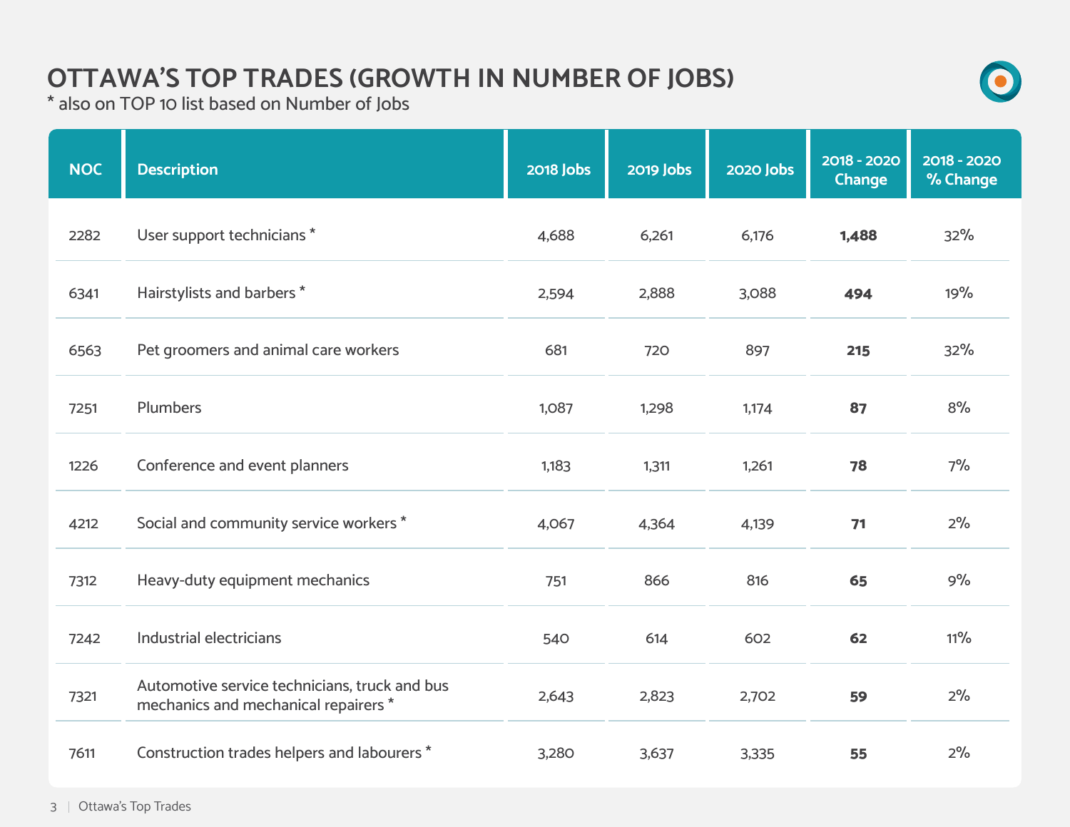# OTTAWA'S TOP TRADES (GROWTH IN NUMBER OF JOBS)

* also on TOP 10 list based on Number of Jobs

| NOC | Description | 2018 Jobs | 2019 Jobs | 2020 Jobs | 2018 - 2020 Change | 2018 - 2020 % Change |
|---|---|---|---|---|---|---|
| 2282 | User support technicians * | 4,688 | 6,261 | 6,176 | **1,488** | 32% |
| 6341 | Hairstylists and barbers * | 2,594 | 2,888 | 3,088 | **494** | 19% |
| 6563 | Pet groomers and animal care workers | 681 | 720 | 897 | **215** | 32% |
| 7251 | Plumbers | 1,087 | 1,298 | 1,174 | **87** | 8% |
| 1226 | Conference and event planners | 1,183 | 1,311 | 1,261 | **78** | 7% |
| 4212 | Social and community service workers * | 4,067 | 4,364 | 4,139 | **71** | 2% |
| 7312 | Heavy-duty equipment mechanics | 751 | 866 | 816 | **65** | 9% |
| 7242 | Industrial electricians | 540 | 614 | 602 | **62** | 11% |
| 7321 | Automotive service technicians, truck and bus mechanics and mechanical repairers * | 2,643 | 2,823 | 2,702 | **59** | 2% |
| 7611 | Construction trades helpers and labourers * | 3,280 | 3,637 | 3,335 | **55** | 2% |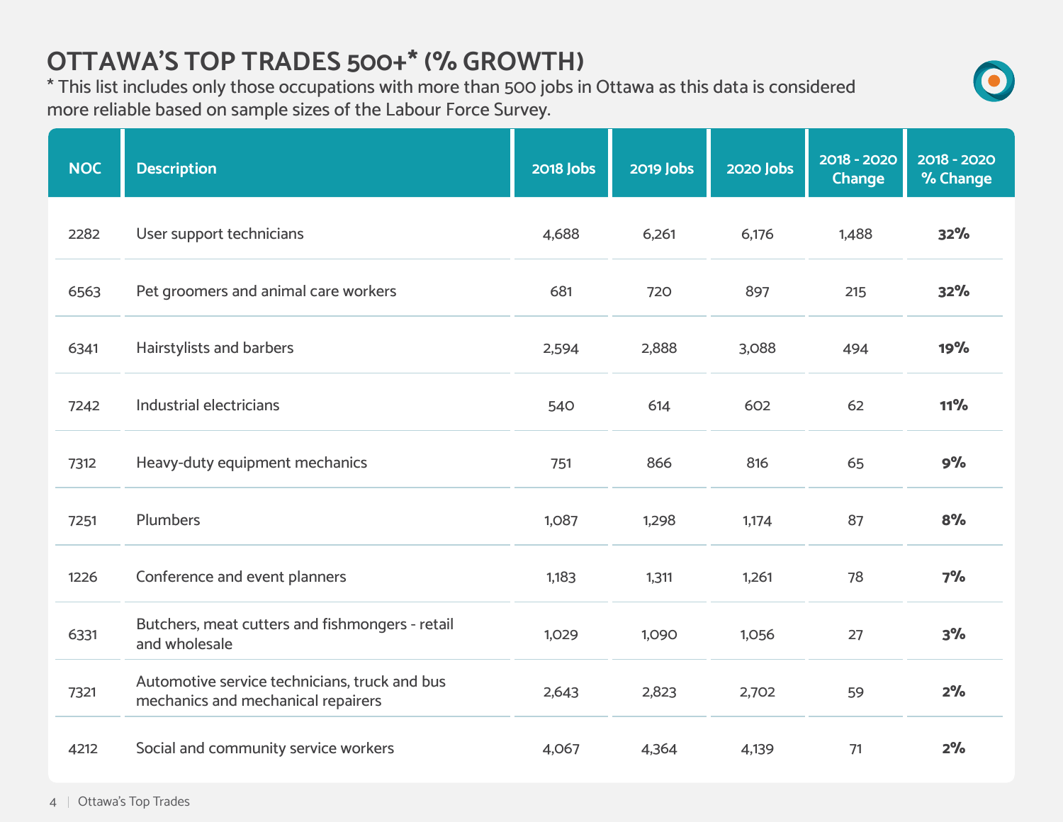# OTTAWA'S TOP TRADES 500+* (% GROWTH)

* This list includes only those occupations with more than 500 jobs in Ottawa as this data is considered more reliable based on sample sizes of the Labour Force Survey.

| NOC | Description | 2018 Jobs | 2019 Jobs | 2020 Jobs | 2018 - 2020 Change | 2018 - 2020 % Change |
|---|---|---|---|---|---|---|
| 2282 | User support technicians | 4,688 | 6,261 | 6,176 | 1,488 | **32%** |
| 6563 | Pet groomers and animal care workers | 681 | 720 | 897 | 215 | **32%** |
| 6341 | Hairstylists and barbers | 2,594 | 2,888 | 3,088 | 494 | **19%** |
| 7242 | Industrial electricians | 540 | 614 | 602 | 62 | **11%** |
| 7312 | Heavy-duty equipment mechanics | 751 | 866 | 816 | 65 | **9%** |
| 7251 | Plumbers | 1,087 | 1,298 | 1,174 | 87 | **8%** |
| 1226 | Conference and event planners | 1,183 | 1,311 | 1,261 | 78 | **7%** |
| 6331 | Butchers, meat cutters and fishmongers - retail and wholesale | 1,029 | 1,090 | 1,056 | 27 | **3%** |
| 7321 | Automotive service technicians, truck and bus mechanics and mechanical repairers | 2,643 | 2,823 | 2,702 | 59 | **2%** |
| 4212 | Social and community service workers | 4,067 | 4,364 | 4,139 | 71 | **2%** |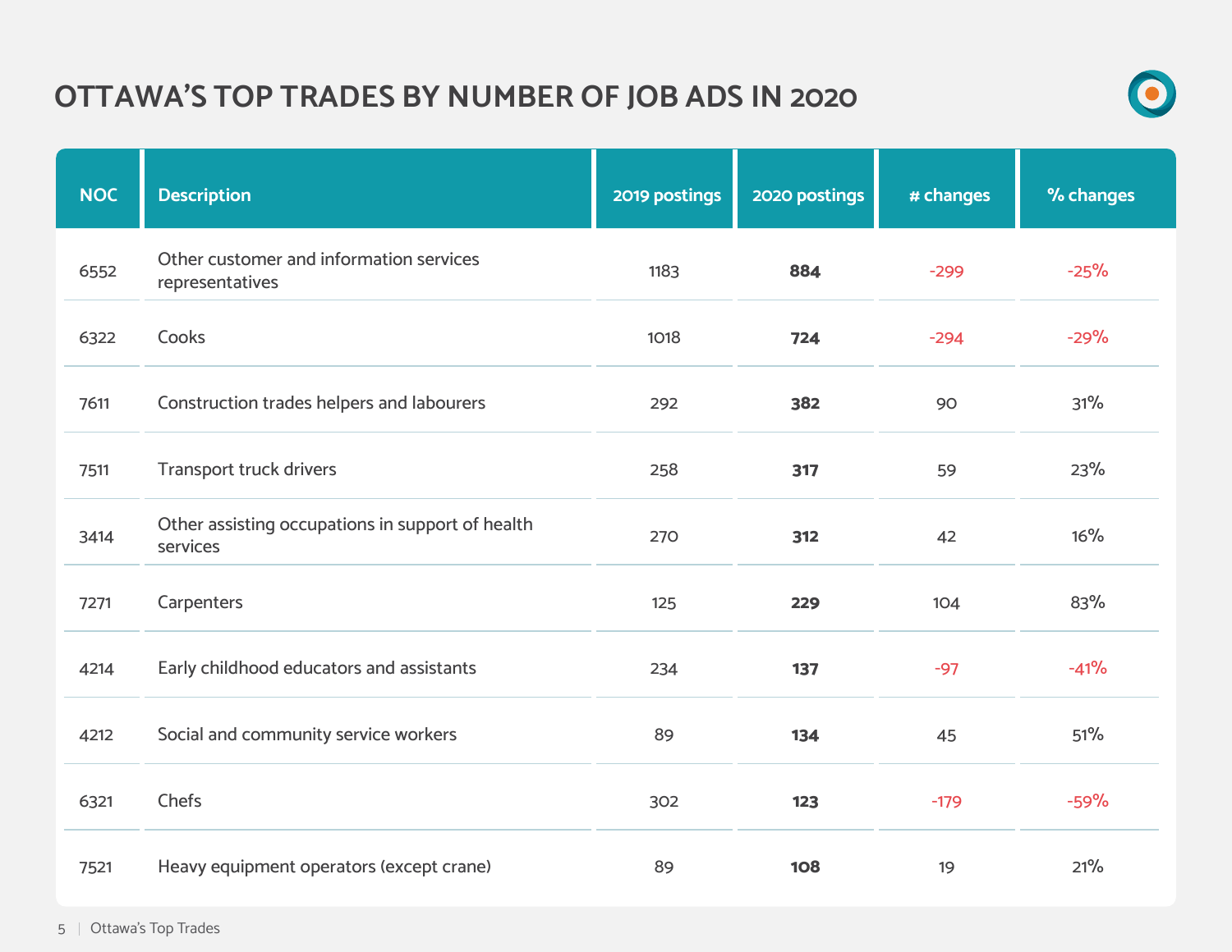# OTTAWA'S TOP TRADES BY NUMBER OF JOB ADS IN 2020

| NOC | Description | 2019 postings | 2020 postings | # changes | % changes |
|---|---|---|---|---|---|
| 6552 | Other customer and information services representatives | 1183 | **884** | -299 | -25% |
| 6322 | Cooks | 1018 | **724** | -294 | -29% |
| 7611 | Construction trades helpers and labourers | 292 | **382** | 90 | 31% |
| 7511 | Transport truck drivers | 258 | **317** | 59 | 23% |
| 3414 | Other assisting occupations in support of health services | 270 | **312** | 42 | 16% |
| 7271 | Carpenters | 125 | **229** | 104 | 83% |
| 4214 | Early childhood educators and assistants | 234 | **137** | -97 | -41% |
| 4212 | Social and community service workers | 89 | **134** | 45 | 51% |
| 6321 | Chefs | 302 | **123** | -179 | -59% |
| 7521 | Heavy equipment operators (except crane) | 89 | **108** | 19 | 21% |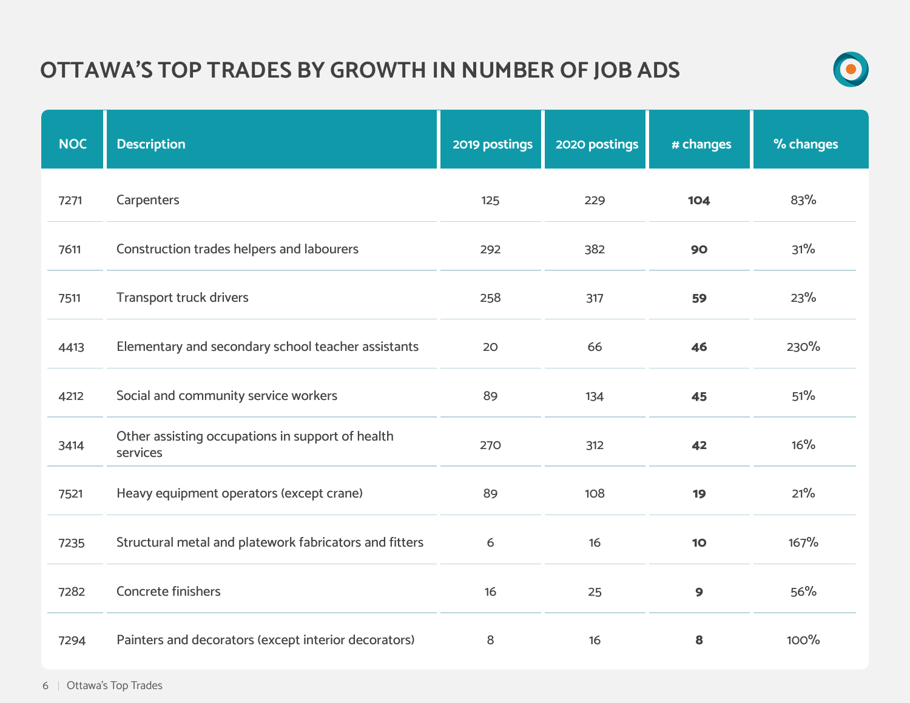# OTTAWA'S TOP TRADES BY GROWTH IN NUMBER OF JOB ADS

| NOC | Description | 2019 postings | 2020 postings | # changes | % changes |
| --- | --- | --- | --- | --- | --- |
| 7271 | Carpenters | 125 | 229 | **104** | 83% |
| 7611 | Construction trades helpers and labourers | 292 | 382 | **90** | 31% |
| 7511 | Transport truck drivers | 258 | 317 | **59** | 23% |
| 4413 | Elementary and secondary school teacher assistants | 20 | 66 | **46** | 230% |
| 4212 | Social and community service workers | 89 | 134 | **45** | 51% |
| 3414 | Other assisting occupations in support of health services | 270 | 312 | **42** | 16% |
| 7521 | Heavy equipment operators (except crane) | 89 | 108 | **19** | 21% |
| 7235 | Structural metal and platework fabricators and fitters | 6 | 16 | **10** | 167% |
| 7282 | Concrete finishers | 16 | 25 | **9** | 56% |
| 7294 | Painters and decorators (except interior decorators) | 8 | 16 | **8** | 100% |